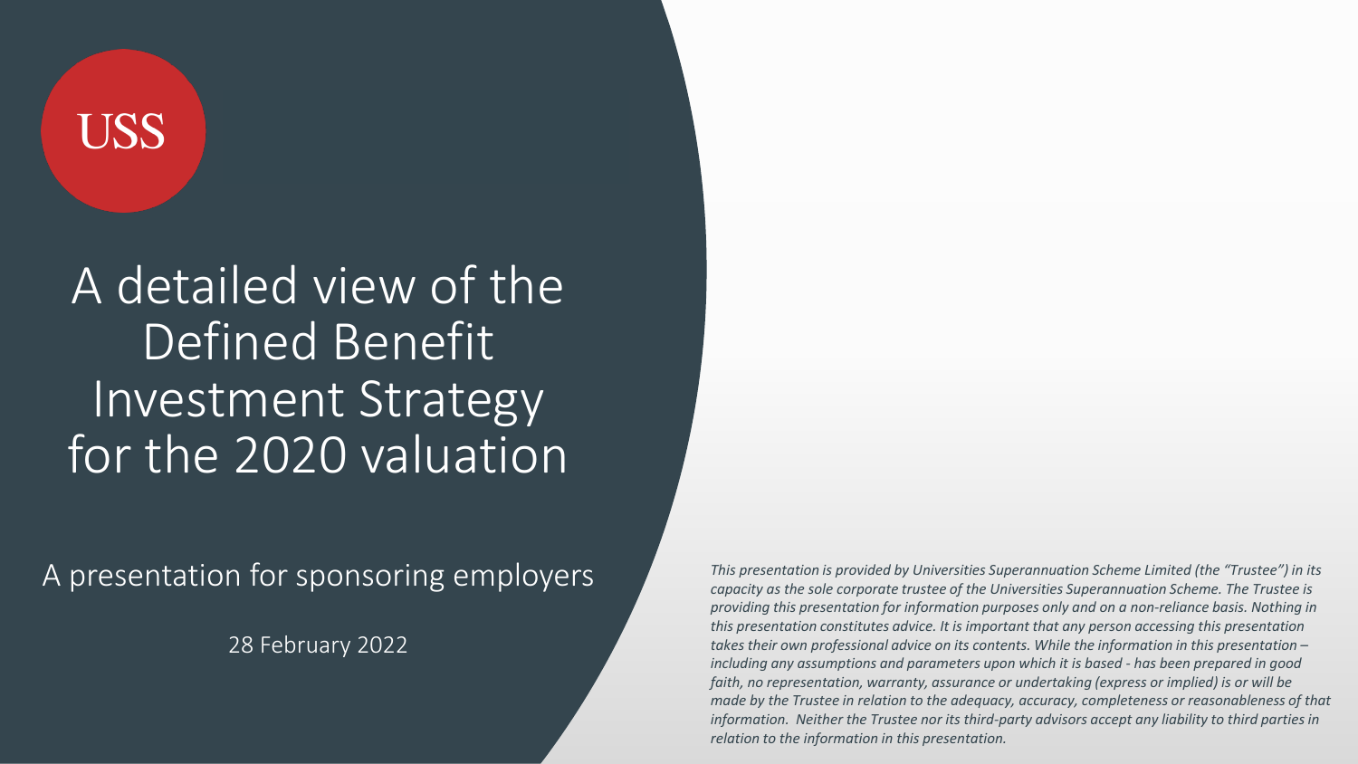USS

# A detailed view of the Defined Benefit Investment Strategy for the 2020 valuation

A presentation for sponsoring employers

28 February 2022

*This presentation is provided by Universities Superannuation Scheme Limited (the "Trustee") in its capacity as the sole corporate trustee of the Universities Superannuation Scheme. The Trustee is providing this presentation for information purposes only and on a non-reliance basis. Nothing in this presentation constitutes advice. It is important that any person accessing this presentation takes their own professional advice on its contents. While the information in this presentation – including any assumptions and parameters upon which it is based - has been prepared in good faith, no representation, warranty, assurance or undertaking (express or implied) is or will be made by the Trustee in relation to the adequacy, accuracy, completeness or reasonableness of that information. Neither the Trustee nor its third-party advisors accept any liability to third parties in relation to the information in this presentation.*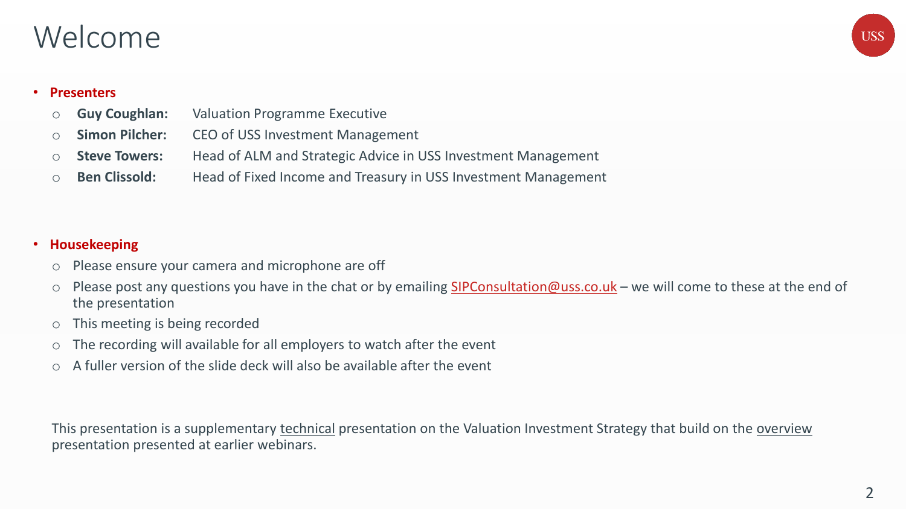# Welcome

- **Presenters**
  - **Guy Coughlan:** Valuation Programme Executive
  - **Simon Pilcher:** CEO of USS Investment Management
  - **Steve Towers:** Head of ALM and Strategic Advice in USS Investment Management
  - **Ben Clissold:** Head of Fixed Income and Treasury in USS Investment Management

- **Housekeeping**
  - Please ensure your camera and microphone are off
  - Please post any questions you have in the chat or by emailing SIPConsultation@uss.co.uk – we will come to these at the end of the presentation
  - This meeting is being recorded
  - The recording will available for all employers to watch after the event
  - A fuller version of the slide deck will also be available after the event

This presentation is a supplementary technical presentation on the Valuation Investment Strategy that build on the overview presentation presented at earlier webinars.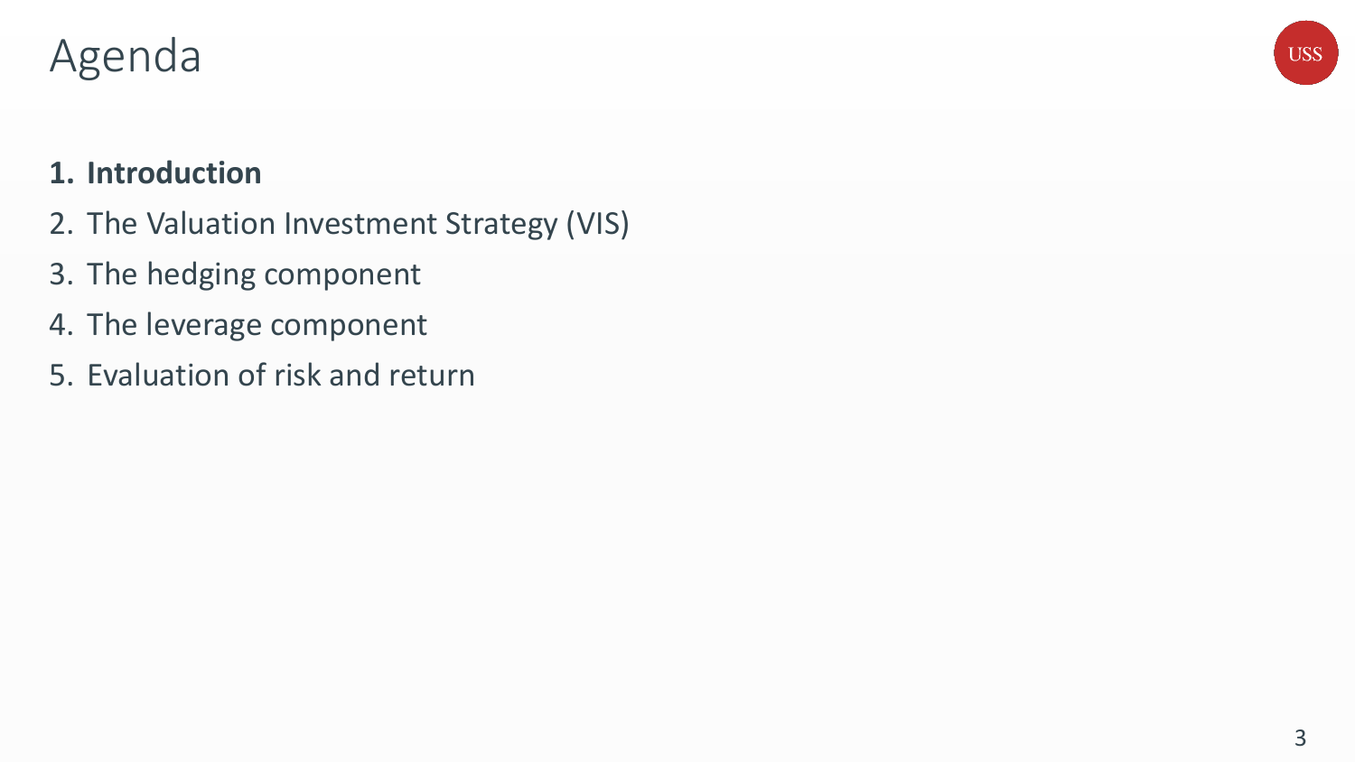# Agenda

1. **Introduction**
2. The Valuation Investment Strategy (VIS)
3. The hedging component
4. The leverage component
5. Evaluation of risk and return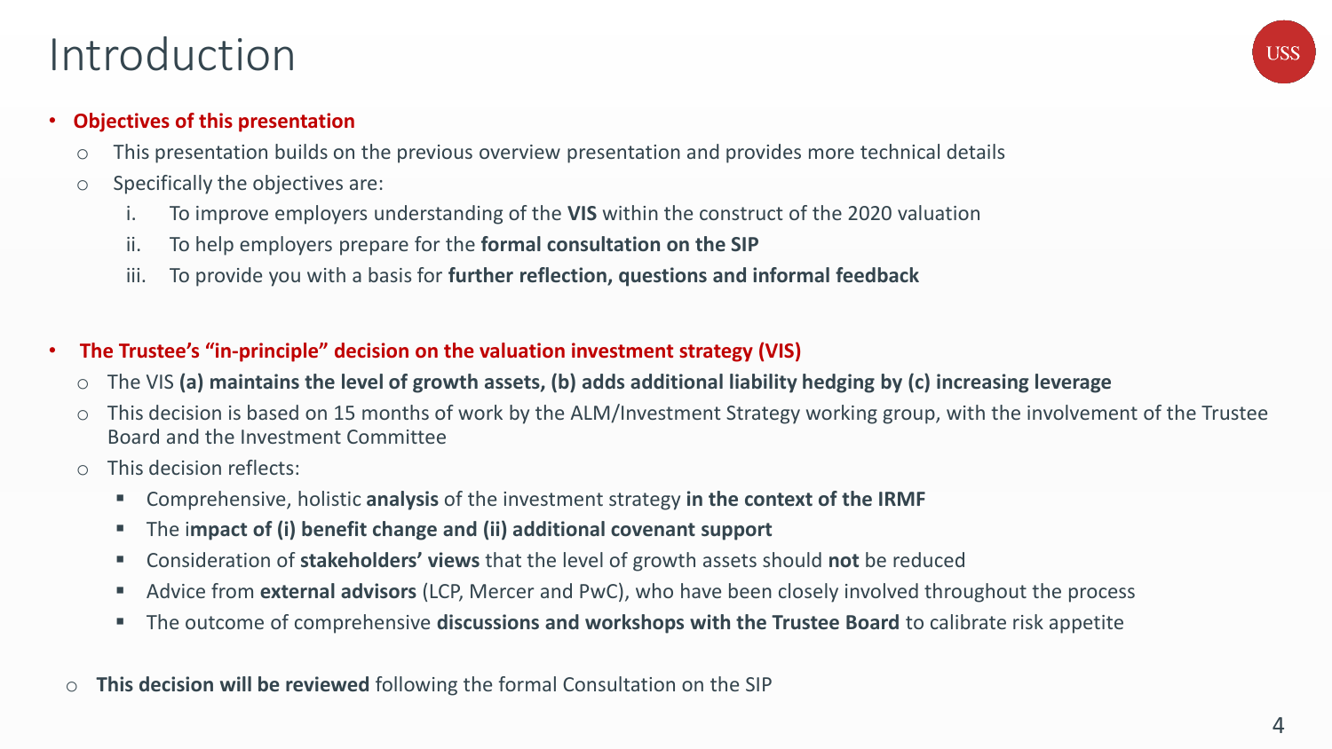# Introduction

- **Objectives of this presentation**
  - This presentation builds on the previous overview presentation and provides more technical details
  - Specifically the objectives are:
    1. To improve employers understanding of the **VIS** within the construct of the 2020 valuation
    2. To help employers prepare for the **formal consultation on the SIP**
    3. To provide you with a basis for **further reflection, questions and informal feedback**

- **The Trustee's "in-principle" decision on the valuation investment strategy (VIS)**
  - The VIS **(a) maintains the level of growth assets, (b) adds additional liability hedging by (c) increasing leverage**
  - This decision is based on 15 months of work by the ALM/Investment Strategy working group, with the involvement of the Trustee Board and the Investment Committee
  - This decision reflects:
    - Comprehensive, holistic **analysis** of the investment strategy **in the context of the IRMF**
    - The i**mpact of (i) benefit change and (ii) additional covenant support**
    - Consideration of **stakeholders' views** that the level of growth assets should **not** be reduced
    - Advice from **external advisors** (LCP, Mercer and PwC), who have been closely involved throughout the process
    - The outcome of comprehensive **discussions and workshops with the Trustee Board** to calibrate risk appetite

  - **This decision will be reviewed** following the formal Consultation on the SIP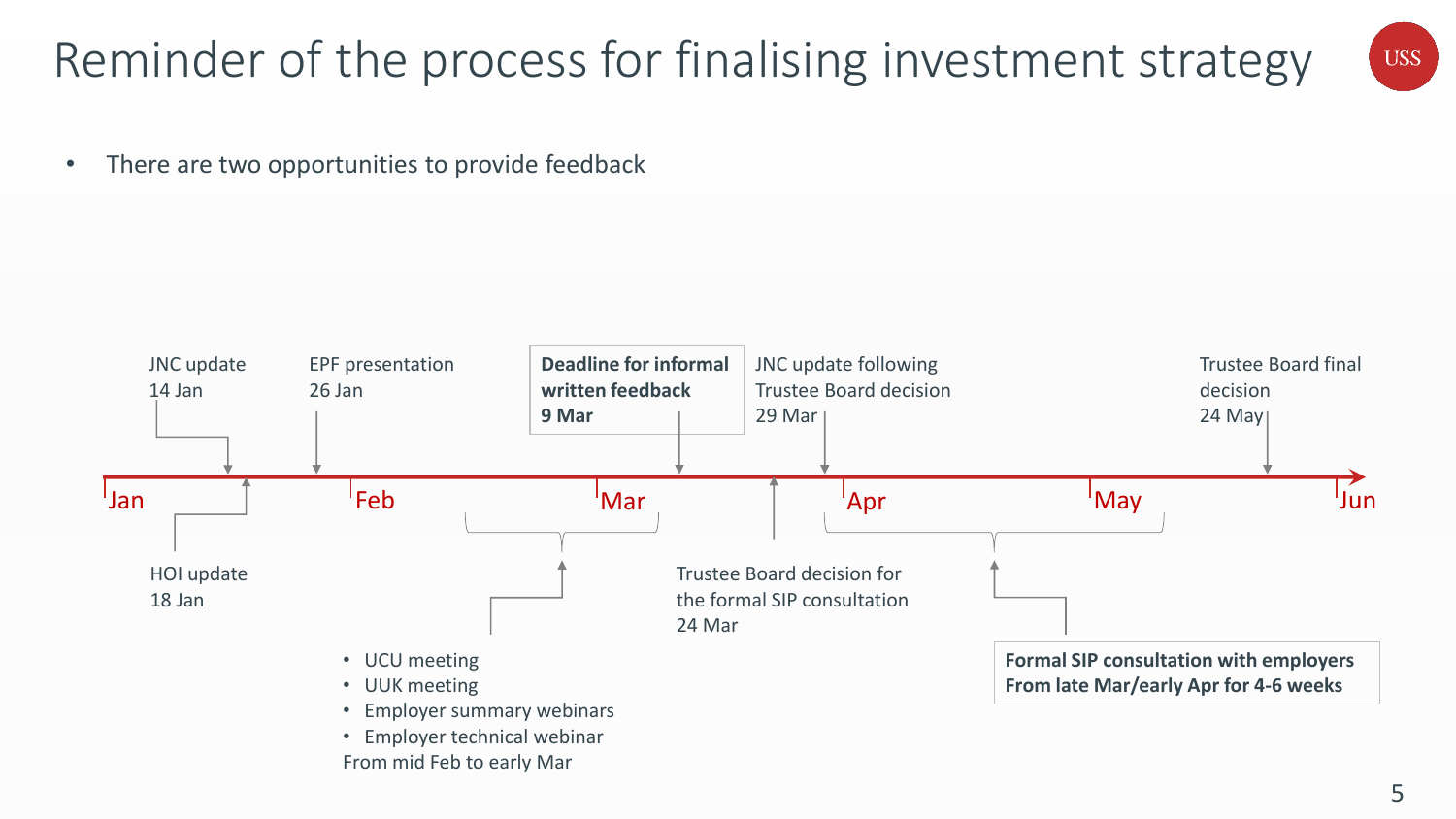# Reminder of the process for finalising investment strategy

- There are two opportunities to provide feedback

Jan | Feb | Mar | Apr | May | Jun

JNC update
14 Jan

HOI update
18 Jan

EPF presentation
26 Jan

- UCU meeting
- UUK meeting
- Employer summary webinars
- Employer technical webinar

From mid Feb to early Mar

**Deadline for informal written feedback**
**9 Mar**

Trustee Board decision for the formal SIP consultation
24 Mar

JNC update following Trustee Board decision
29 Mar

**Formal SIP consultation with employers**
**From late Mar/early Apr for 4-6 weeks**

Trustee Board final decision
24 May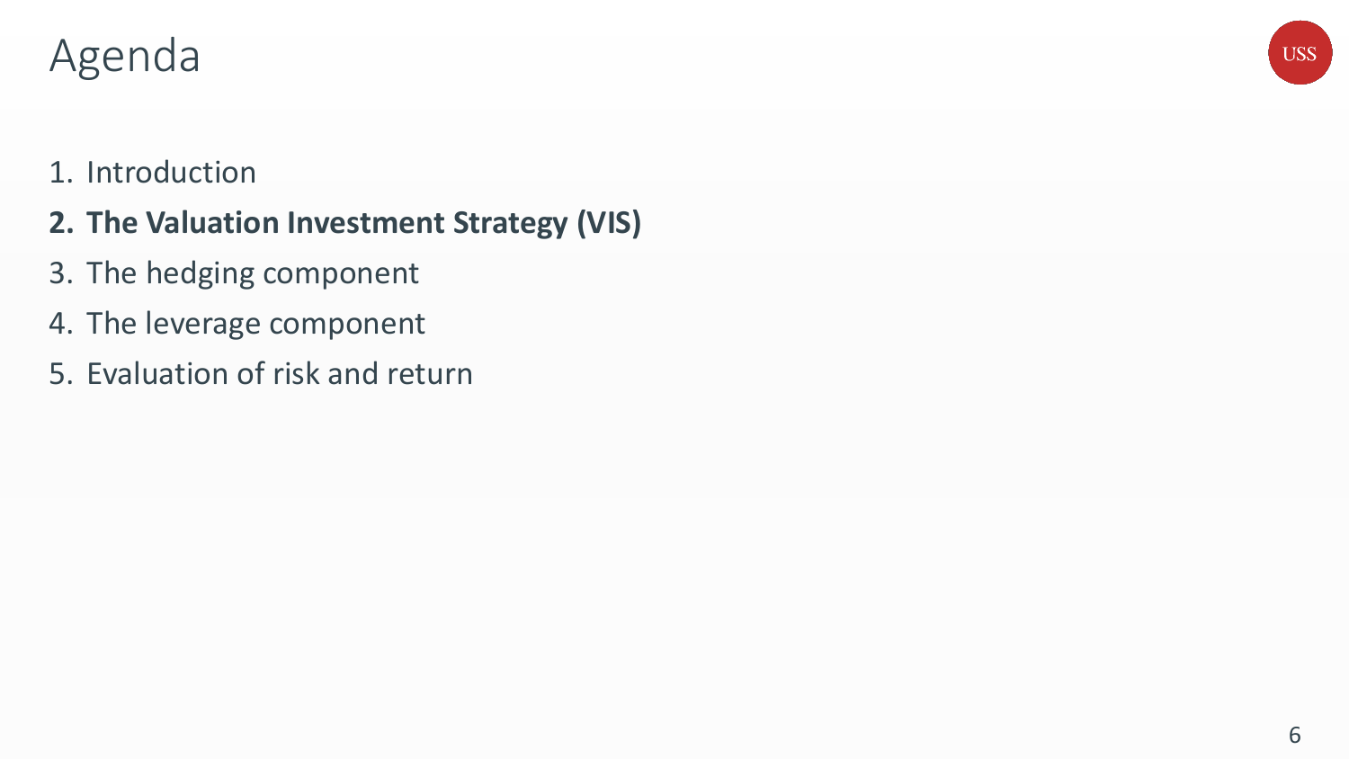# Agenda

1. Introduction
2. **The Valuation Investment Strategy (VIS)**
3. The hedging component
4. The leverage component
5. Evaluation of risk and return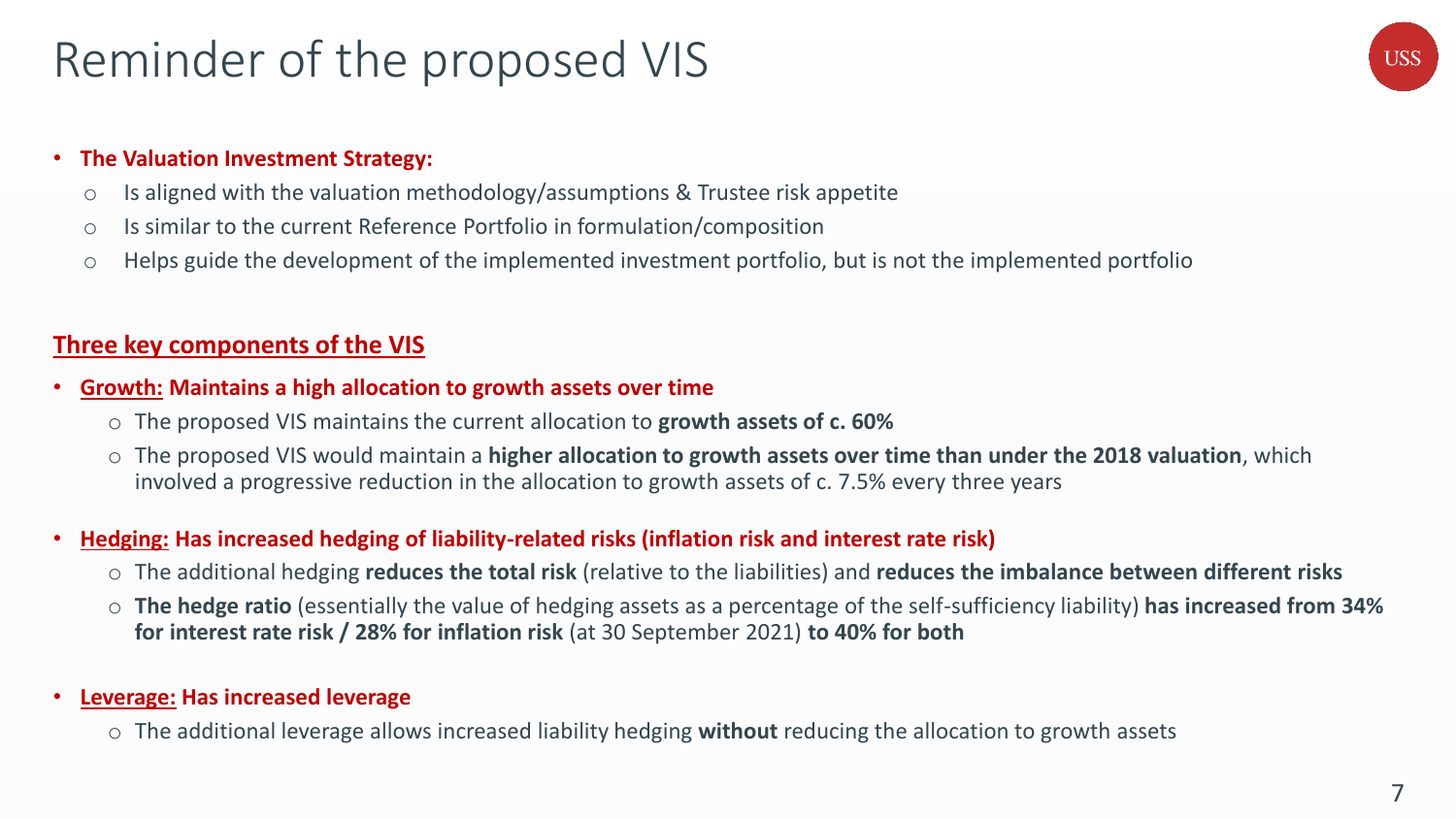# Reminder of the proposed VIS

- **The Valuation Investment Strategy:**
  - Is aligned with the valuation methodology/assumptions & Trustee risk appetite
  - Is similar to the current Reference Portfolio in formulation/composition
  - Helps guide the development of the implemented investment portfolio, but is not the implemented portfolio

## Three key components of the VIS

- **Growth: Maintains a high allocation to growth assets over time**
  - The proposed VIS maintains the current allocation to **growth assets of c. 60%**
  - The proposed VIS would maintain a **higher allocation to growth assets over time than under the 2018 valuation**, which involved a progressive reduction in the allocation to growth assets of c. 7.5% every three years
- **Hedging: Has increased hedging of liability-related risks (inflation risk and interest rate risk)**
  - The additional hedging **reduces the total risk** (relative to the liabilities) and **reduces the imbalance between different risks**
  - **The hedge ratio** (essentially the value of hedging assets as a percentage of the self-sufficiency liability) **has increased from 34% for interest rate risk / 28% for inflation risk** (at 30 September 2021) **to 40% for both**
- **Leverage: Has increased leverage**
  - The additional leverage allows increased liability hedging **without** reducing the allocation to growth assets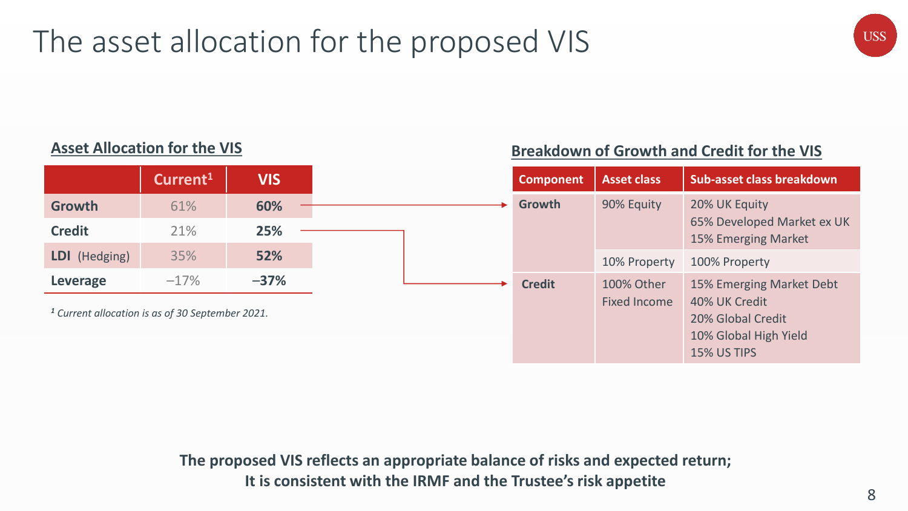# The asset allocation for the proposed VIS

## Asset Allocation for the VIS

| | Current[1] | VIS |
|---|---|---|
| **Growth** | 61% | **60%** |
| **Credit** | 21% | **25%** |
| **LDI** (Hedging) | 35% | **52%** |
| **Leverage** | –17% | **–37%** |

*[1] Current allocation is as of 30 September 2021.*

## Breakdown of Growth and Credit for the VIS

| Component | Asset class | Sub-asset class breakdown |
|---|---|---|
| **Growth** | 90% Equity | 20% UK Equity<br>65% Developed Market ex UK<br>15% Emerging Market |
| | 10% Property | 100% Property |
| **Credit** | 100% Other Fixed Income | 15% Emerging Market Debt<br>40% UK Credit<br>20% Global Credit<br>10% Global High Yield<br>15% US TIPS |

**The proposed VIS reflects an appropriate balance of risks and expected return; It is consistent with the IRMF and the Trustee's risk appetite**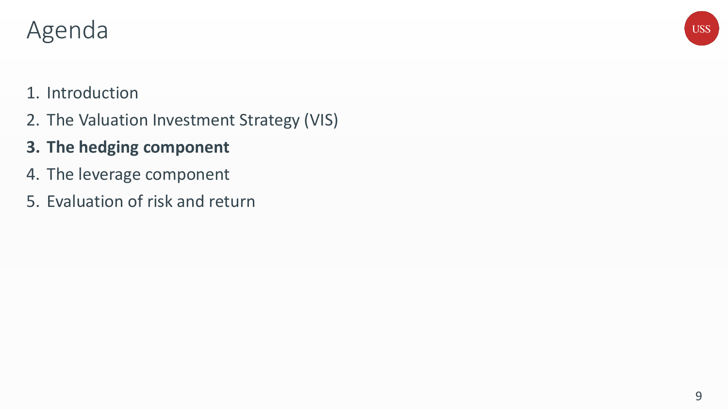# Agenda

1. Introduction
2. The Valuation Investment Strategy (VIS)
3. **The hedging component**
4. The leverage component
5. Evaluation of risk and return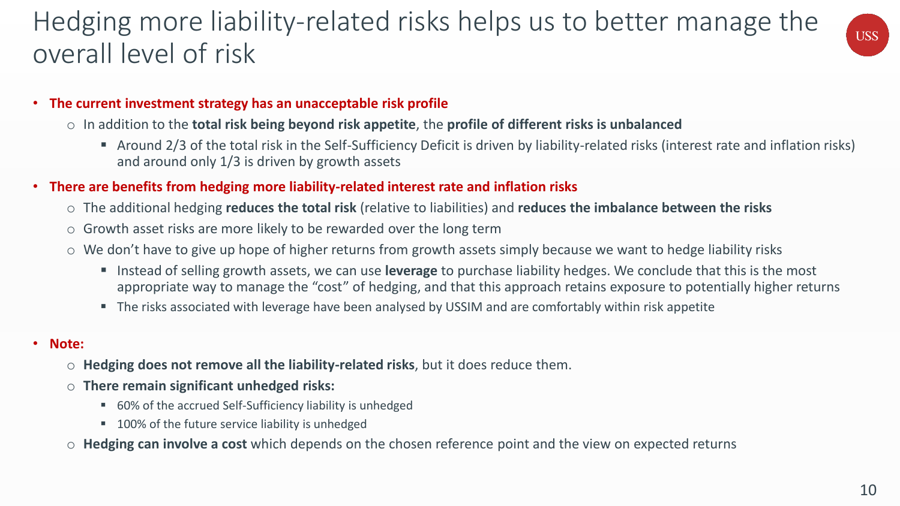# Hedging more liability-related risks helps us to better manage the overall level of risk

- **The current investment strategy has an unacceptable risk profile**
  - In addition to the **total risk being beyond risk appetite**, the **profile of different risks is unbalanced**
    - Around 2/3 of the total risk in the Self-Sufficiency Deficit is driven by liability-related risks (interest rate and inflation risks) and around only 1/3 is driven by growth assets
- **There are benefits from hedging more liability-related interest rate and inflation risks**
  - The additional hedging **reduces the total risk** (relative to liabilities) and **reduces the imbalance between the risks**
  - Growth asset risks are more likely to be rewarded over the long term
  - We don't have to give up hope of higher returns from growth assets simply because we want to hedge liability risks
    - Instead of selling growth assets, we can use **leverage** to purchase liability hedges. We conclude that this is the most appropriate way to manage the "cost" of hedging, and that this approach retains exposure to potentially higher returns
    - The risks associated with leverage have been analysed by USSIM and are comfortably within risk appetite
- **Note:**
  - **Hedging does not remove all the liability-related risks**, but it does reduce them.
  - **There remain significant unhedged risks:**
    - 60% of the accrued Self-Sufficiency liability is unhedged
    - 100% of the future service liability is unhedged
  - **Hedging can involve a cost** which depends on the chosen reference point and the view on expected returns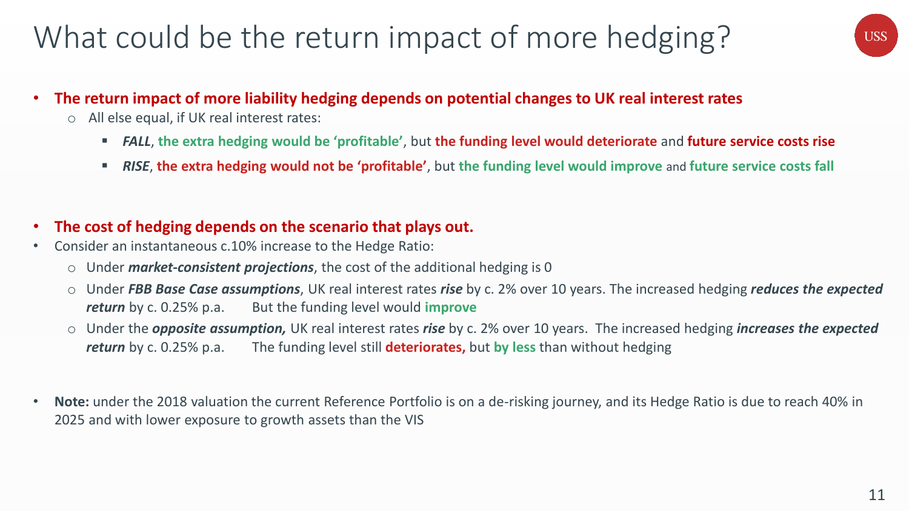# What could be the return impact of more hedging?

- **The return impact of more liability hedging depends on potential changes to UK real interest rates**
  - All else equal, if UK real interest rates:
    - ***FALL***, **the extra hedging would be 'profitable'**, but **the funding level would deteriorate** and **future service costs rise**
    - ***RISE***, **the extra hedging would not be 'profitable'**, but **the funding level would improve** and **future service costs fall**

- **The cost of hedging depends on the scenario that plays out.**
- Consider an instantaneous c.10% increase to the Hedge Ratio:
  - Under ***market-consistent projections***, the cost of the additional hedging is 0
  - Under ***FBB Base Case assumptions***, UK real interest rates ***rise*** by c. 2% over 10 years. The increased hedging ***reduces the expected return*** by c. 0.25% p.a. But the funding level would **improve**
  - Under the ***opposite assumption,*** UK real interest rates ***rise*** by c. 2% over 10 years. The increased hedging ***increases the expected return*** by c. 0.25% p.a. The funding level still **deteriorates,** but **by less** than without hedging

- **Note:** under the 2018 valuation the current Reference Portfolio is on a de-risking journey, and its Hedge Ratio is due to reach 40% in 2025 and with lower exposure to growth assets than the VIS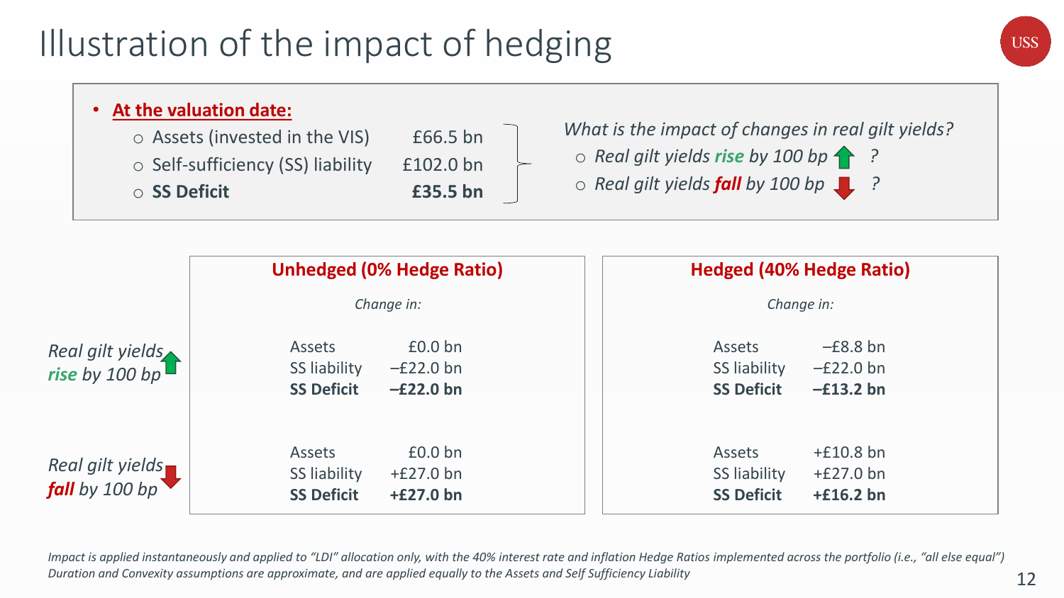# Illustration of the impact of hedging

- **At the valuation date:**
  - Assets (invested in the VIS) £66.5 bn
  - Self-sufficiency (SS) liability £102.0 bn
  - **SS Deficit £35.5 bn**

*What is the impact of changes in real gilt yields?*

- *Real gilt yields **rise** by 100 bp ?*
- *Real gilt yields **fall** by 100 bp ?*

| | **Unhedged (0% Hedge Ratio)** | | **Hedged (40% Hedge Ratio)** | |
|---|---|---|---|---|
| | *Change in:* | | *Change in:* | |
| *Real gilt yields **rise** by 100 bp* | Assets | £0.0 bn | Assets | –£8.8 bn |
| | SS liability | –£22.0 bn | SS liability | –£22.0 bn |
| | **SS Deficit** | **–£22.0 bn** | **SS Deficit** | **–£13.2 bn** |
| *Real gilt yields **fall** by 100 bp* | Assets | £0.0 bn | Assets | +£10.8 bn |
| | SS liability | +£27.0 bn | SS liability | +£27.0 bn |
| | **SS Deficit** | **+£27.0 bn** | **SS Deficit** | **+£16.2 bn** |

*Impact is applied instantaneously and applied to "LDI" allocation only, with the 40% interest rate and inflation Hedge Ratios implemented across the portfolio (i.e., "all else equal")*
*Duration and Convexity assumptions are approximate, and are applied equally to the Assets and Self Sufficiency Liability*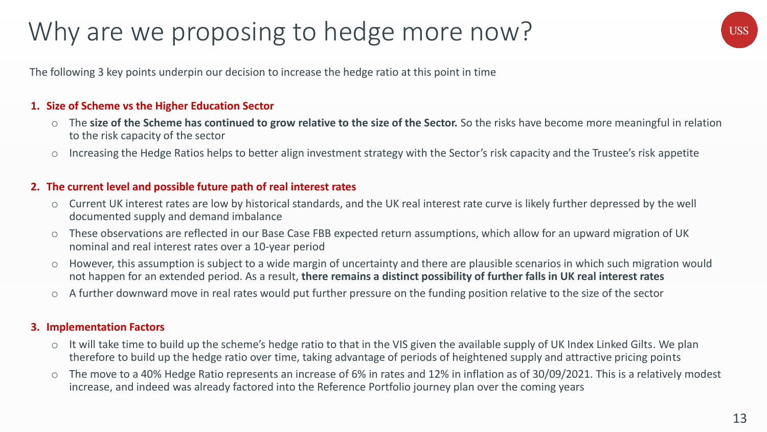# Why are we proposing to hedge more now?

The following 3 key points underpin our decision to increase the hedge ratio at this point in time

1. **Size of Scheme vs the Higher Education Sector**
   - The **size of the Scheme has continued to grow relative to the size of the Sector.** So the risks have become more meaningful in relation to the risk capacity of the sector
   - Increasing the Hedge Ratios helps to better align investment strategy with the Sector's risk capacity and the Trustee's risk appetite

2. **The current level and possible future path of real interest rates**
   - Current UK interest rates are low by historical standards, and the UK real interest rate curve is likely further depressed by the well documented supply and demand imbalance
   - These observations are reflected in our Base Case FBB expected return assumptions, which allow for an upward migration of UK nominal and real interest rates over a 10-year period
   - However, this assumption is subject to a wide margin of uncertainty and there are plausible scenarios in which such migration would not happen for an extended period. As a result, **there remains a distinct possibility of further falls in UK real interest rates**
   - A further downward move in real rates would put further pressure on the funding position relative to the size of the sector

3. **Implementation Factors**
   - It will take time to build up the scheme's hedge ratio to that in the VIS given the available supply of UK Index Linked Gilts. We plan therefore to build up the hedge ratio over time, taking advantage of periods of heightened supply and attractive pricing points
   - The move to a 40% Hedge Ratio represents an increase of 6% in rates and 12% in inflation as of 30/09/2021. This is a relatively modest increase, and indeed was already factored into the Reference Portfolio journey plan over the coming years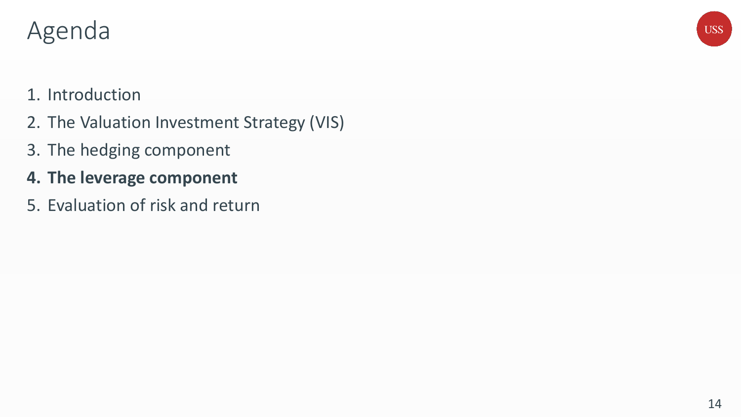# Agenda

1. Introduction
2. The Valuation Investment Strategy (VIS)
3. The hedging component
4. **The leverage component**
5. Evaluation of risk and return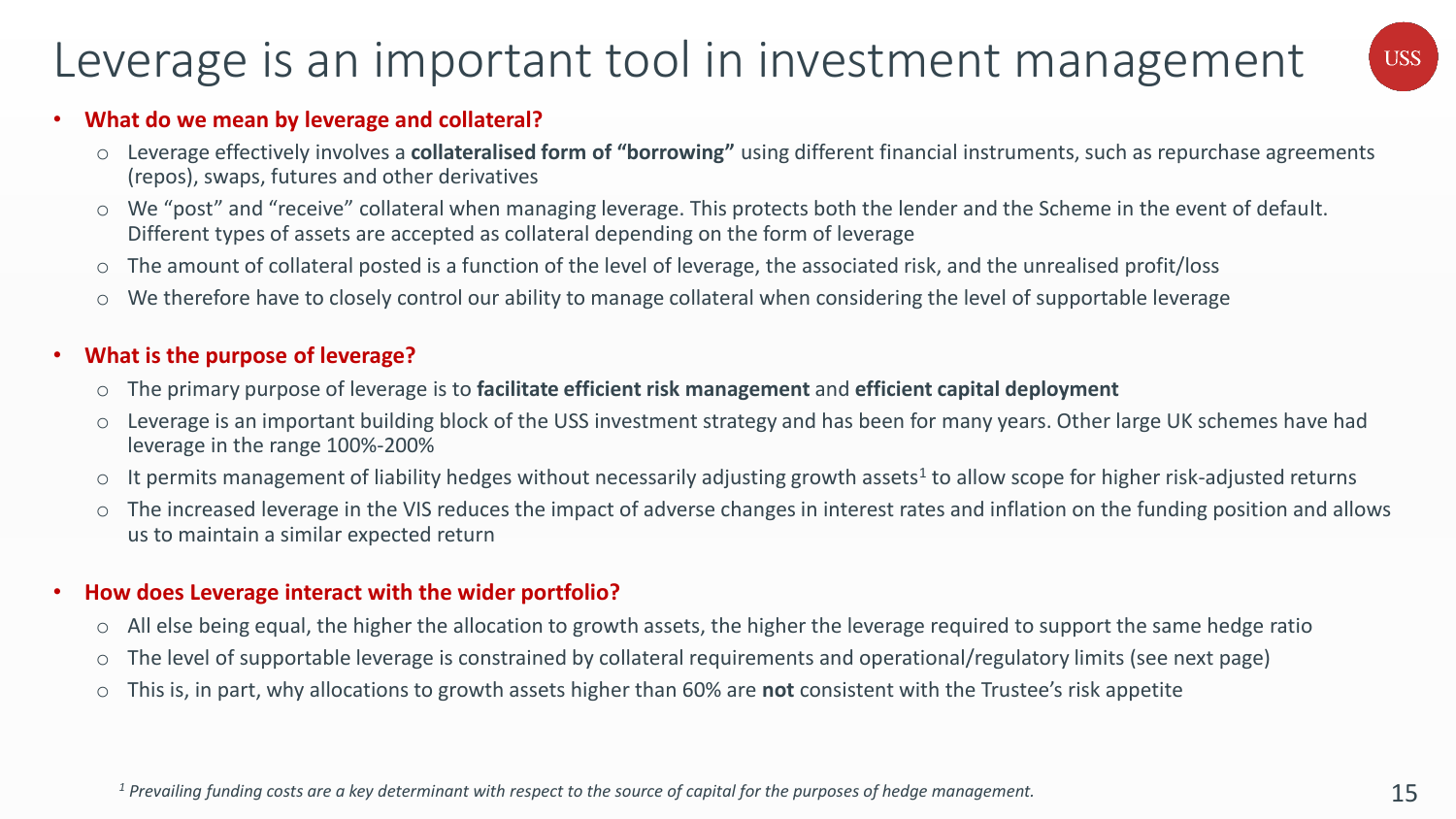# Leverage is an important tool in investment management

- **What do we mean by leverage and collateral?**
  - Leverage effectively involves a **collateralised form of "borrowing"** using different financial instruments, such as repurchase agreements (repos), swaps, futures and other derivatives
  - We "post" and "receive" collateral when managing leverage. This protects both the lender and the Scheme in the event of default. Different types of assets are accepted as collateral depending on the form of leverage
  - The amount of collateral posted is a function of the level of leverage, the associated risk, and the unrealised profit/loss
  - We therefore have to closely control our ability to manage collateral when considering the level of supportable leverage

- **What is the purpose of leverage?**
  - The primary purpose of leverage is to **facilitate efficient risk management** and **efficient capital deployment**
  - Leverage is an important building block of the USS investment strategy and has been for many years. Other large UK schemes have had leverage in the range 100%-200%
  - It permits management of liability hedges without necessarily adjusting growth assets[1] to allow scope for higher risk-adjusted returns
  - The increased leverage in the VIS reduces the impact of adverse changes in interest rates and inflation on the funding position and allows us to maintain a similar expected return

- **How does Leverage interact with the wider portfolio?**
  - All else being equal, the higher the allocation to growth assets, the higher the leverage required to support the same hedge ratio
  - The level of supportable leverage is constrained by collateral requirements and operational/regulatory limits (see next page)
  - This is, in part, why allocations to growth assets higher than 60% are **not** consistent with the Trustee's risk appetite

*[1] Prevailing funding costs are a key determinant with respect to the source of capital for the purposes of hedge management.*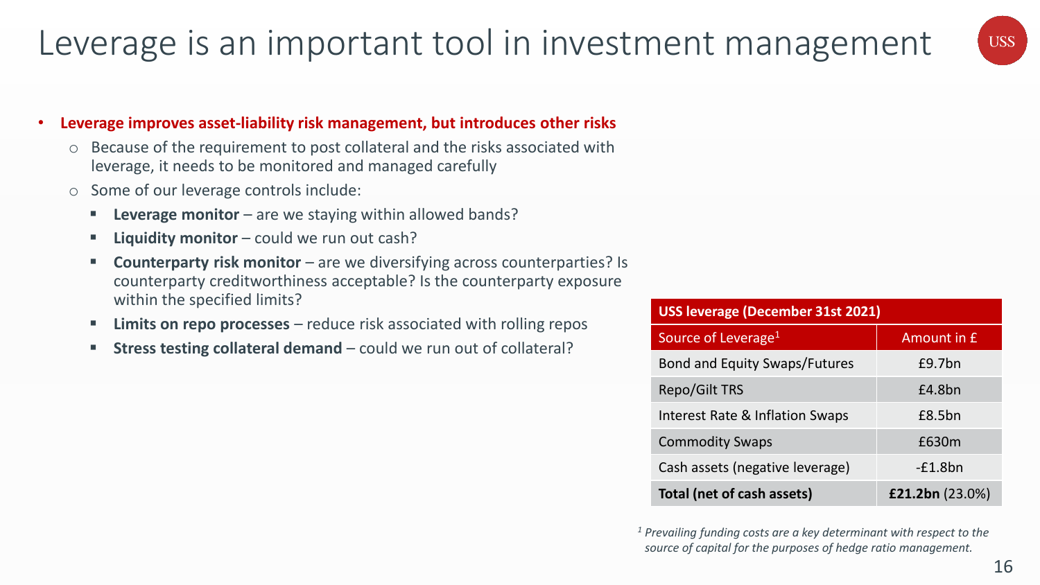# Leverage is an important tool in investment management

- **Leverage improves asset-liability risk management, but introduces other risks**
  - Because of the requirement to post collateral and the risks associated with leverage, it needs to be monitored and managed carefully
  - Some of our leverage controls include:
    - **Leverage monitor** – are we staying within allowed bands?
    - **Liquidity monitor** – could we run out cash?
    - **Counterparty risk monitor** – are we diversifying across counterparties? Is counterparty creditworthiness acceptable? Is the counterparty exposure within the specified limits?
    - **Limits on repo processes** – reduce risk associated with rolling repos
    - **Stress testing collateral demand** – could we run out of collateral?

| **USS leverage (December 31st 2021)** | |
|---|---|
| Source of Leverage[1] | Amount in £ |
| Bond and Equity Swaps/Futures | £9.7bn |
| Repo/Gilt TRS | £4.8bn |
| Interest Rate & Inflation Swaps | £8.5bn |
| Commodity Swaps | £630m |
| Cash assets (negative leverage) | -£1.8bn |
| **Total (net of cash assets)** | **£21.2bn** (23.0%) |

*[1] Prevailing funding costs are a key determinant with respect to the source of capital for the purposes of hedge ratio management.*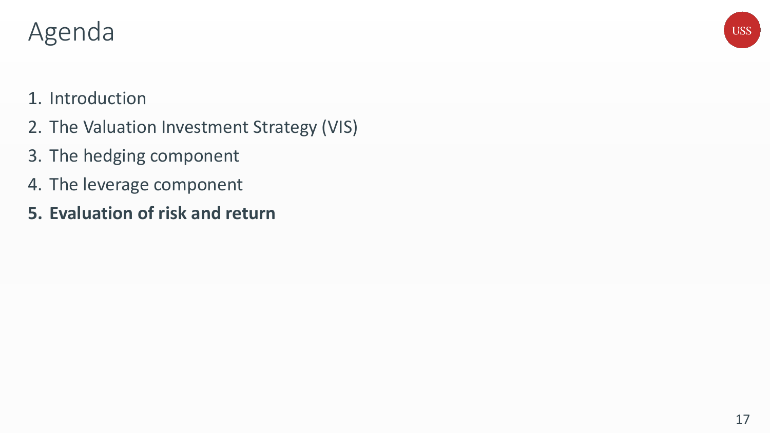# Agenda

1. Introduction
2. The Valuation Investment Strategy (VIS)
3. The hedging component
4. The leverage component
5. **Evaluation of risk and return**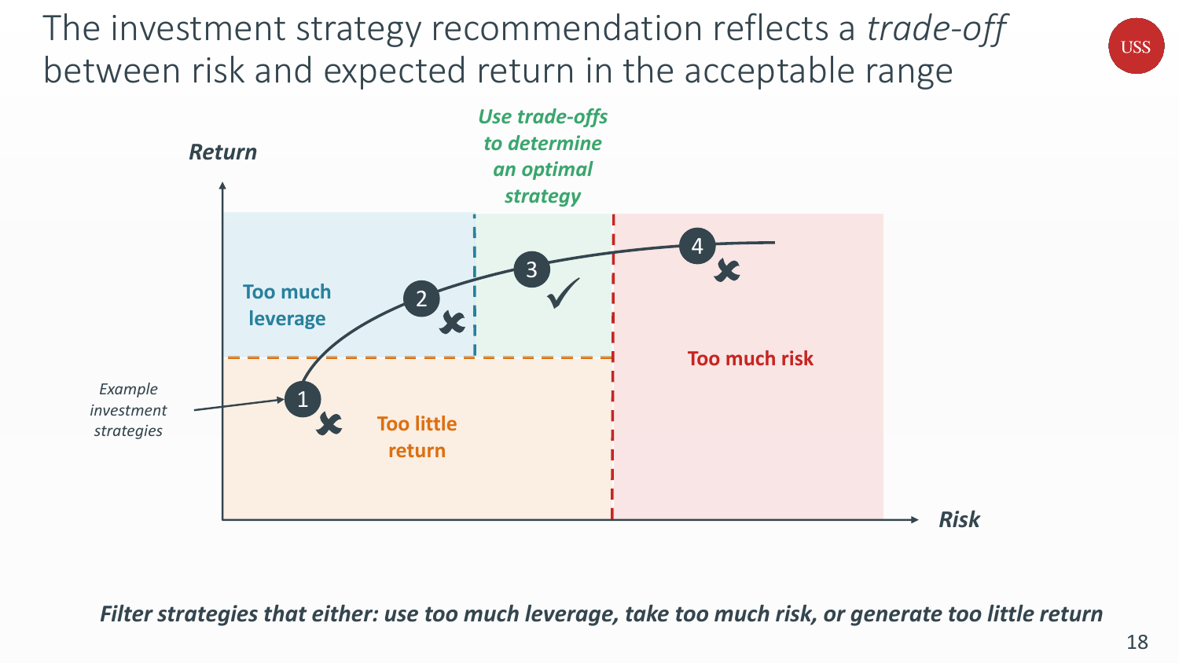# The investment strategy recommendation reflects a *trade-off* between risk and expected return in the acceptable range

*Use trade-offs to determine an optimal strategy*

**Return**

Too much leverage

Too much risk

Too little return

*Example investment strategies*

**Risk**

***Filter strategies that either: use too much leverage, take too much risk, or generate too little return***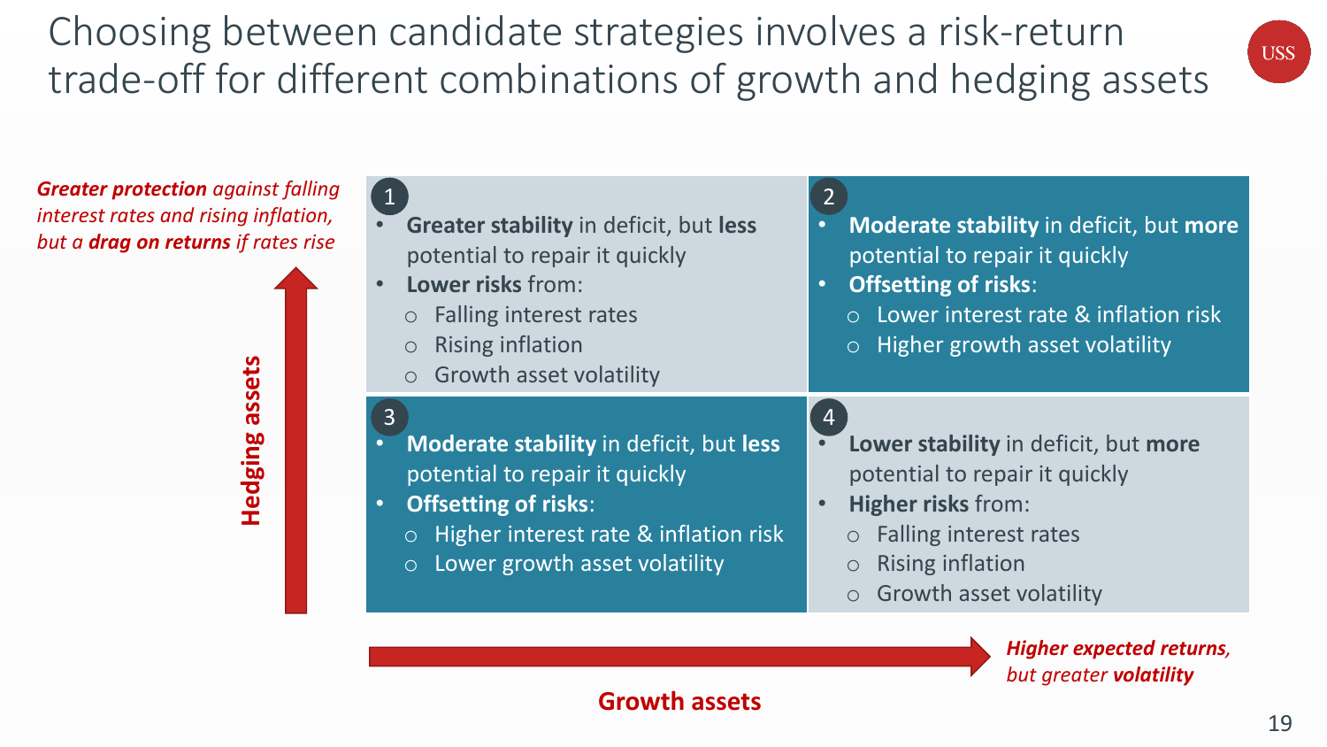# Choosing between candidate strategies involves a risk-return trade-off for different combinations of growth and hedging assets

***Greater protection** against falling interest rates and rising inflation, but a **drag on returns** if rates rise*

**Hedging assets**

**1**

- **Greater stability** in deficit, but **less** potential to repair it quickly
- **Lower risks** from:
  - Falling interest rates
  - Rising inflation
  - Growth asset volatility

**2**

- **Moderate stability** in deficit, but **more** potential to repair it quickly
- **Offsetting of risks**:
  - Lower interest rate & inflation risk
  - Higher growth asset volatility

**3**

- **Moderate stability** in deficit, but **less** potential to repair it quickly
- **Offsetting of risks**:
  - Higher interest rate & inflation risk
  - Lower growth asset volatility

**4**

- **Lower stability** in deficit, but **more** potential to repair it quickly
- **Higher risks** from:
  - Falling interest rates
  - Rising inflation
  - Growth asset volatility

***Higher expected returns**, but greater **volatility***

**Growth assets**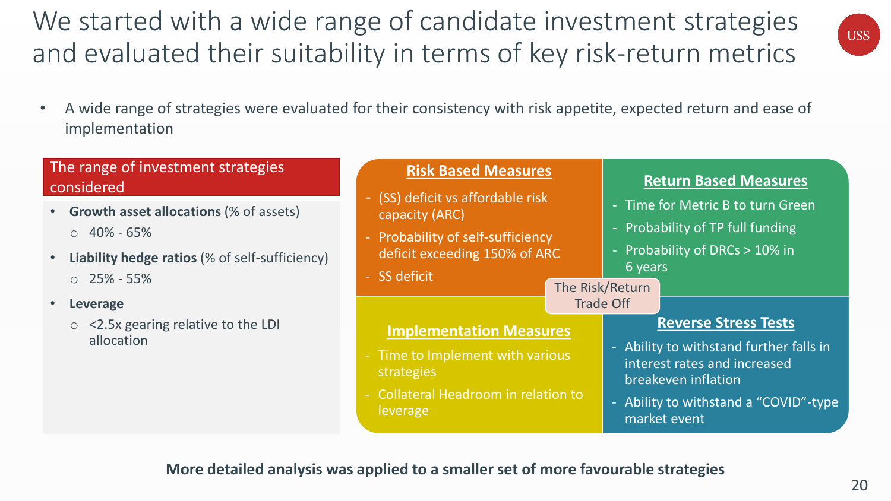# We started with a wide range of candidate investment strategies and evaluated their suitability in terms of key risk-return metrics

- A wide range of strategies were evaluated for their consistency with risk appetite, expected return and ease of implementation

## The range of investment strategies considered

- **Growth asset allocations** (% of assets)
  - 40% - 65%
- **Liability hedge ratios** (% of self-sufficiency)
  - 25% - 55%
- **Leverage**
  - <2.5x gearing relative to the LDI allocation

## The Risk/Return Trade Off

### Risk Based Measures

- (SS) deficit vs affordable risk capacity (ARC)
- Probability of self-sufficiency deficit exceeding 150% of ARC
- SS deficit

### Return Based Measures

- Time for Metric B to turn Green
- Probability of TP full funding
- Probability of DRCs > 10% in 6 years

### Implementation Measures

- Time to Implement with various strategies
- Collateral Headroom in relation to leverage

### Reverse Stress Tests

- Ability to withstand further falls in interest rates and increased breakeven inflation
- Ability to withstand a "COVID"-type market event

**More detailed analysis was applied to a smaller set of more favourable strategies**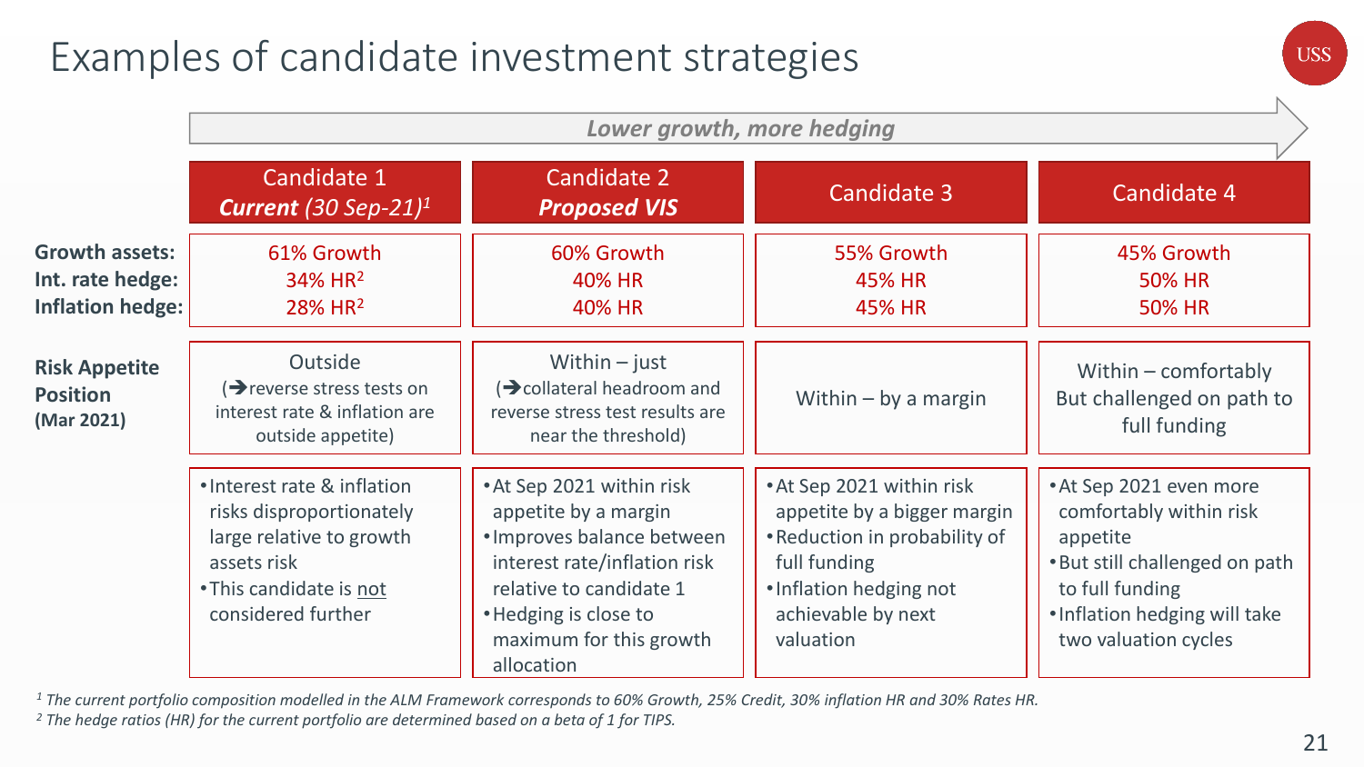# Examples of candidate investment strategies

*Lower growth, more hedging* →

| | Candidate 1 ***Current*** *(30 Sep-21)*[1] | Candidate 2 ***Proposed VIS*** | Candidate 3 | Candidate 4 |
|---|---|---|---|---|
| **Growth assets:** **Int. rate hedge:** **Inflation hedge:** | 61% Growth 34% HR[2] 28% HR[2] | 60% Growth 40% HR 40% HR | 55% Growth 45% HR 45% HR | 45% Growth 50% HR 50% HR |
| **Risk Appetite Position (Mar 2021)** | Outside (➔reverse stress tests on interest rate & inflation are outside appetite) | Within – just (➔collateral headroom and reverse stress test results are near the threshold) | Within – by a margin | Within – comfortably But challenged on path to full funding |
| | • Interest rate & inflation risks disproportionately large relative to growth assets risk • This candidate is not considered further | • At Sep 2021 within risk appetite by a margin • Improves balance between interest rate/inflation risk relative to candidate 1 • Hedging is close to maximum for this growth allocation | • At Sep 2021 within risk appetite by a bigger margin • Reduction in probability of full funding • Inflation hedging not achievable by next valuation | • At Sep 2021 even more comfortably within risk appetite • But still challenged on path to full funding • Inflation hedging will take two valuation cycles |

*[1] The current portfolio composition modelled in the ALM Framework corresponds to 60% Growth, 25% Credit, 30% inflation HR and 30% Rates HR.*

*[2] The hedge ratios (HR) for the current portfolio are determined based on a beta of 1 for TIPS.*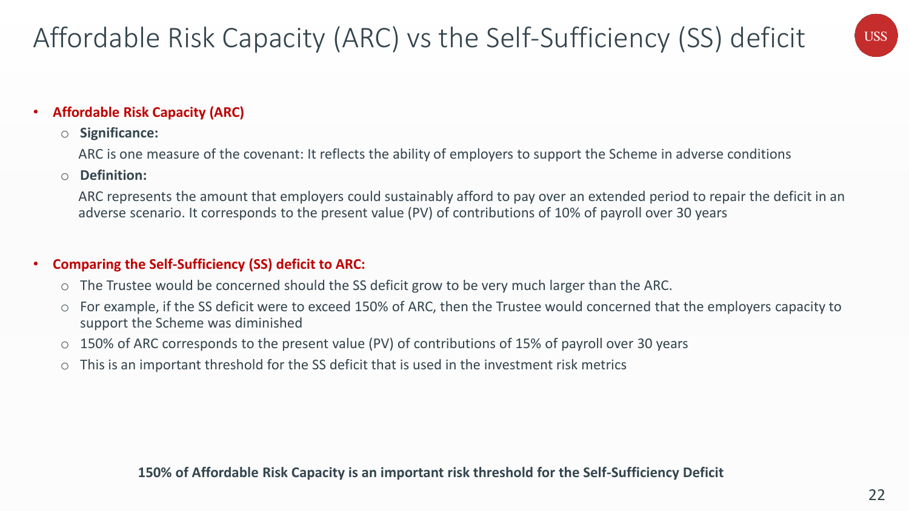# Affordable Risk Capacity (ARC) vs the Self-Sufficiency (SS) deficit

- **Affordable Risk Capacity (ARC)**
  - **Significance:**

    ARC is one measure of the covenant: It reflects the ability of employers to support the Scheme in adverse conditions
  - **Definition:**

    ARC represents the amount that employers could sustainably afford to pay over an extended period to repair the deficit in an adverse scenario. It corresponds to the present value (PV) of contributions of 10% of payroll over 30 years

- **Comparing the Self-Sufficiency (SS) deficit to ARC:**
  - The Trustee would be concerned should the SS deficit grow to be very much larger than the ARC.
  - For example, if the SS deficit were to exceed 150% of ARC, then the Trustee would concerned that the employers capacity to support the Scheme was diminished
  - 150% of ARC corresponds to the present value (PV) of contributions of 15% of payroll over 30 years
  - This is an important threshold for the SS deficit that is used in the investment risk metrics

**150% of Affordable Risk Capacity is an important risk threshold for the Self-Sufficiency Deficit**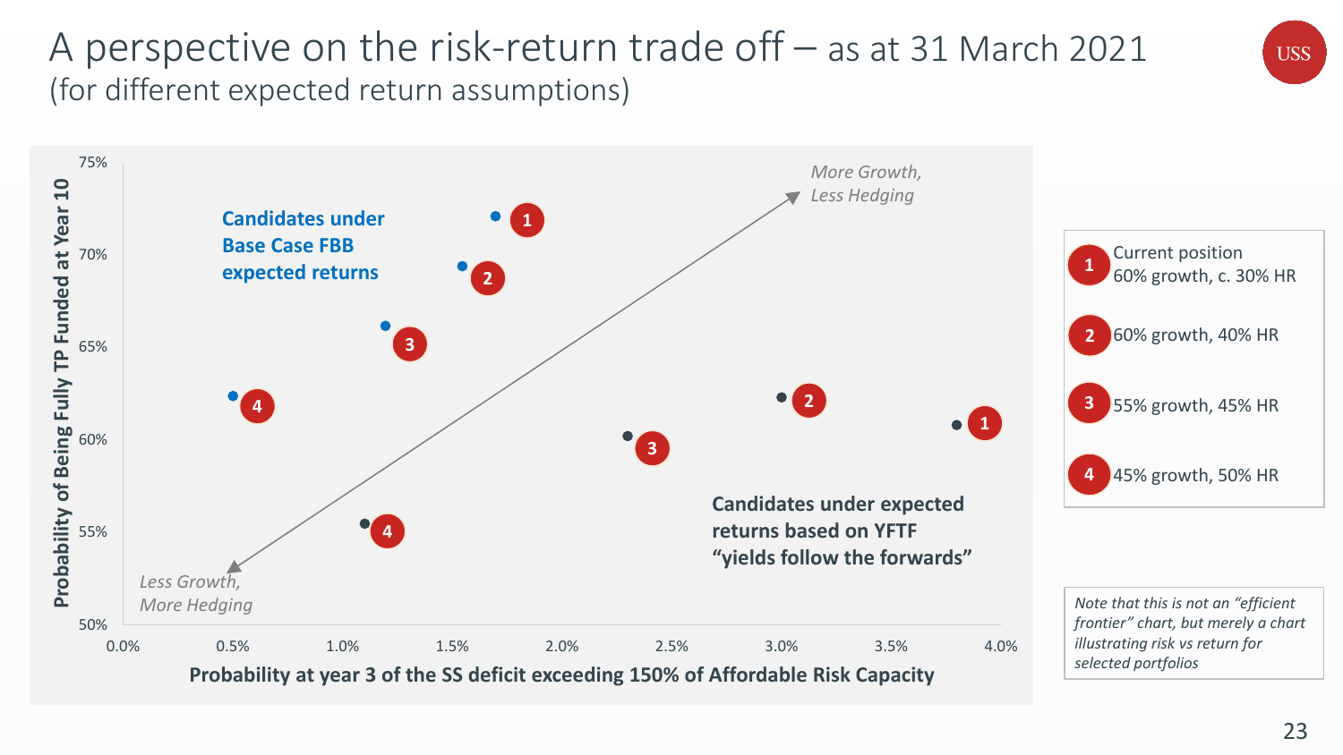# A perspective on the risk-return trade off – as at 31 March 2021

(for different expected return assumptions)

**Probability of Being Fully TP Funded at Year 10** (y-axis: 50% – 75%)

**Probability at year 3 of the SS deficit exceeding 150% of Affordable Risk Capacity** (x-axis: 0.0% – 4.0%)

**Candidates under Base Case FBB expected returns**

**Candidates under expected returns based on YFTF "yields follow the forwards"**

*More Growth, Less Hedging*

*Less Growth, More Hedging*

1. Current position 60% growth, c. 30% HR
2. 60% growth, 40% HR
3. 55% growth, 45% HR
4. 45% growth, 50% HR

*Note that this is not an "efficient frontier" chart, but merely a chart illustrating risk vs return for selected portfolios*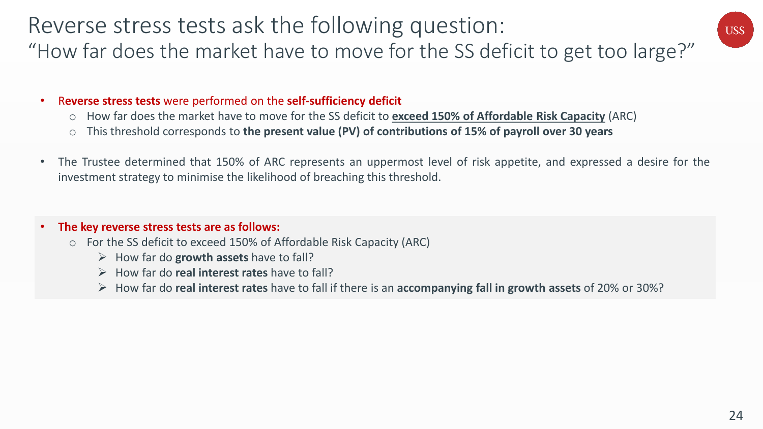# Reverse stress tests ask the following question:

## "How far does the market have to move for the SS deficit to get too large?"

- **Reverse stress tests** were performed on the **self-sufficiency deficit**
  - How far does the market have to move for the SS deficit to **exceed 150% of Affordable Risk Capacity** (ARC)
  - This threshold corresponds to **the present value (PV) of contributions of 15% of payroll over 30 years**

- The Trustee determined that 150% of ARC represents an uppermost level of risk appetite, and expressed a desire for the investment strategy to minimise the likelihood of breaching this threshold.

- **The key reverse stress tests are as follows:**
  - For the SS deficit to exceed 150% of Affordable Risk Capacity (ARC)
    - How far do **growth assets** have to fall?
    - How far do **real interest rates** have to fall?
    - How far do **real interest rates** have to fall if there is an **accompanying fall in growth assets** of 20% or 30%?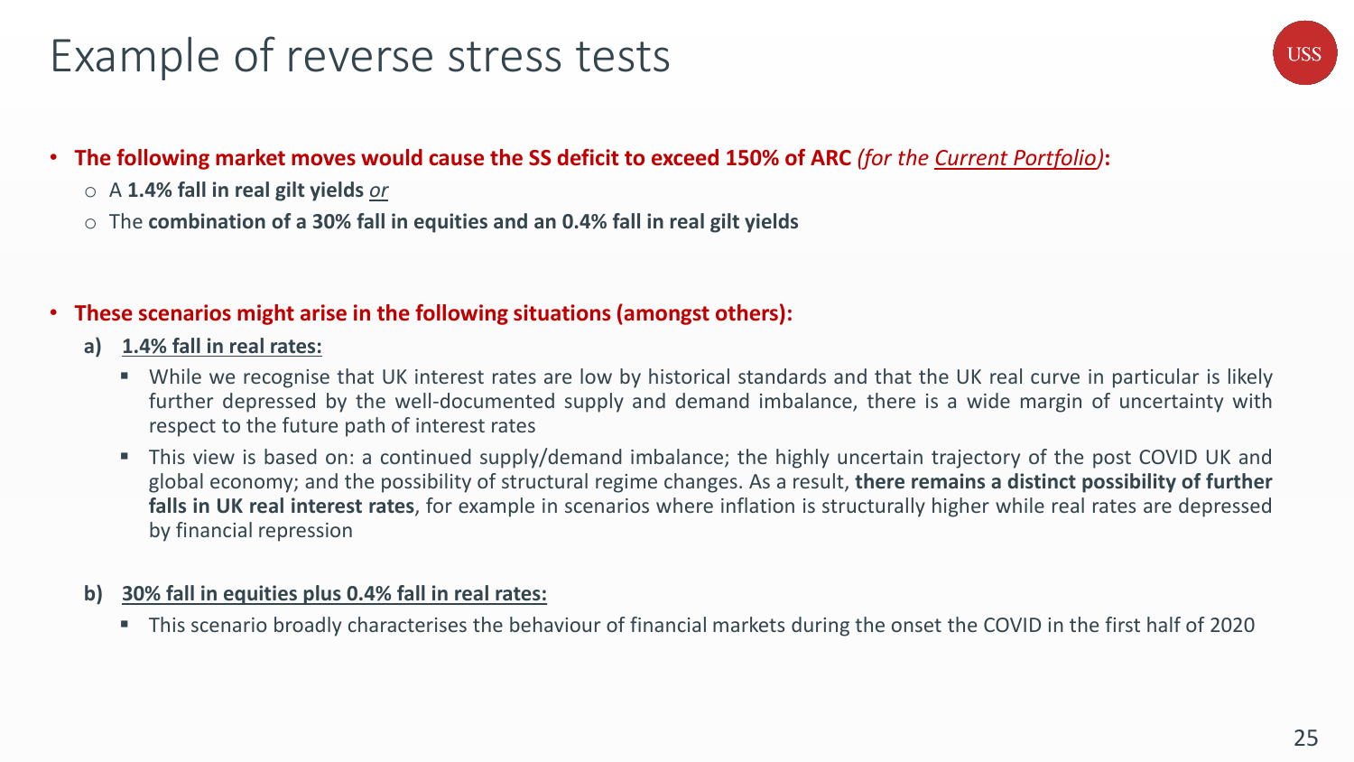# Example of reverse stress tests

- **The following market moves would cause the SS deficit to exceed 150% of ARC** *(for the* *<u>Current Portfolio</u>)***:**
  - A **1.4% fall in real gilt yields** *<u>or</u>*
  - The **combination of a 30% fall in equities and an 0.4% fall in real gilt yields**

- **These scenarios might arise in the following situations (amongst others):**

  **a) <u>1.4% fall in real rates:</u>**

  - While we recognise that UK interest rates are low by historical standards and that the UK real curve in particular is likely further depressed by the well-documented supply and demand imbalance, there is a wide margin of uncertainty with respect to the future path of interest rates
  - This view is based on: a continued supply/demand imbalance; the highly uncertain trajectory of the post COVID UK and global economy; and the possibility of structural regime changes. As a result, **there remains a distinct possibility of further falls in UK real interest rates**, for example in scenarios where inflation is structurally higher while real rates are depressed by financial repression

  **b) <u>30% fall in equities plus 0.4% fall in real rates:</u>**

  - This scenario broadly characterises the behaviour of financial markets during the onset the COVID in the first half of 2020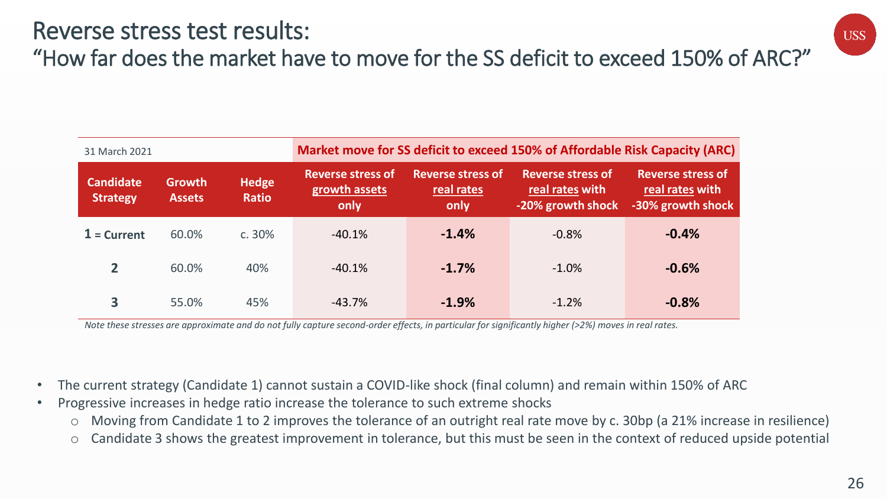# Reverse stress test results:

## "How far does the market have to move for the SS deficit to exceed 150% of ARC?"

| 31 March 2021 | | | Market move for SS deficit to exceed 150% of Affordable Risk Capacity (ARC) | | | |
|---|---|---|---|---|---|---|
| **Candidate Strategy** | **Growth Assets** | **Hedge Ratio** | **Reverse stress of growth assets only** | **Reverse stress of real rates only** | **Reverse stress of real rates with -20% growth shock** | **Reverse stress of real rates with -30% growth shock** |
| **1** = **Current** | 60.0% | c. 30% | -40.1% | **-1.4%** | -0.8% | **-0.4%** |
| **2** | 60.0% | 40% | -40.1% | **-1.7%** | -1.0% | **-0.6%** |
| **3** | 55.0% | 45% | -43.7% | **-1.9%** | -1.2% | **-0.8%** |

*Note these stresses are approximate and do not fully capture second-order effects, in particular for significantly higher (>2%) moves in real rates.*

- The current strategy (Candidate 1) cannot sustain a COVID-like shock (final column) and remain within 150% of ARC
- Progressive increases in hedge ratio increase the tolerance to such extreme shocks
  - Moving from Candidate 1 to 2 improves the tolerance of an outright real rate move by c. 30bp (a 21% increase in resilience)
  - Candidate 3 shows the greatest improvement in tolerance, but this must be seen in the context of reduced upside potential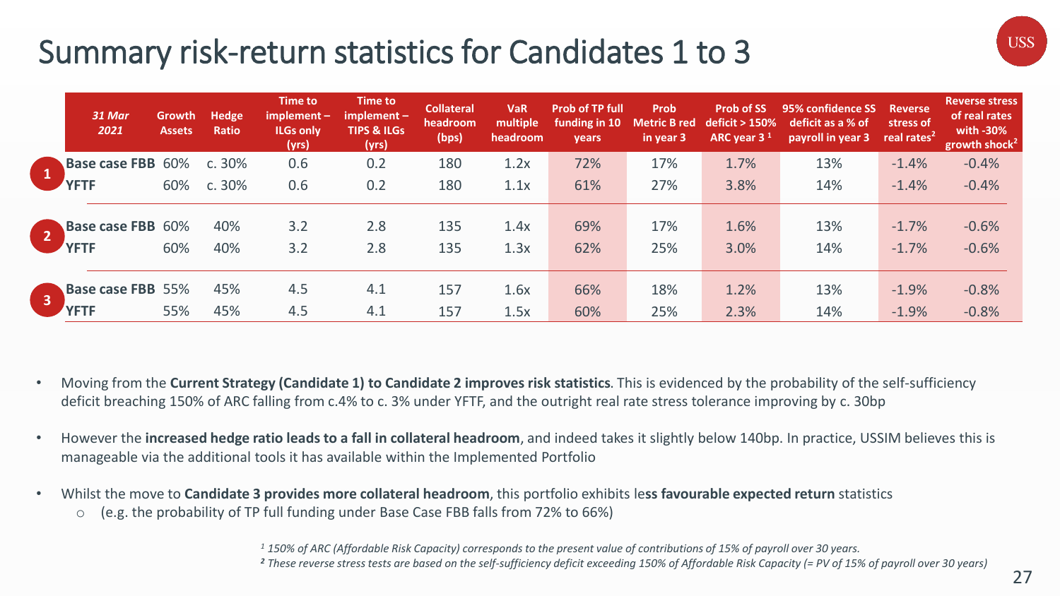# Summary risk-return statistics for Candidates 1 to 3

| | *31 Mar 2021* | Growth Assets | Hedge Ratio | Time to implement – ILGs only (yrs) | Time to implement – TIPS & ILGs (yrs) | Collateral headroom (bps) | VaR multiple headroom | Prob of TP full funding in 10 years | Prob Metric B red in year 3 | Prob of SS deficit > 150% ARC year 3 [1] | 95% confidence SS deficit as a % of payroll in year 3 | Reverse stress of real rates[2] | Reverse stress of real rates with -30% growth shock[2] |
|---|---|---|---|---|---|---|---|---|---|---|---|---|---|
| 1 | **Base case FBB** | 60% | c. 30% | 0.6 | 0.2 | 180 | 1.2x | 72% | 17% | 1.7% | 13% | -1.4% | -0.4% |
| | **YFTF** | 60% | c. 30% | 0.6 | 0.2 | 180 | 1.1x | 61% | 27% | 3.8% | 14% | -1.4% | -0.4% |
| 2 | **Base case FBB** | 60% | 40% | 3.2 | 2.8 | 135 | 1.4x | 69% | 17% | 1.6% | 13% | -1.7% | -0.6% |
| | **YFTF** | 60% | 40% | 3.2 | 2.8 | 135 | 1.3x | 62% | 25% | 3.0% | 14% | -1.7% | -0.6% |
| 3 | **Base case FBB** | 55% | 45% | 4.5 | 4.1 | 157 | 1.6x | 66% | 18% | 1.2% | 13% | -1.9% | -0.8% |
| | **YFTF** | 55% | 45% | 4.5 | 4.1 | 157 | 1.5x | 60% | 25% | 2.3% | 14% | -1.9% | -0.8% |

- Moving from the **Current Strategy (Candidate 1) to Candidate 2 improves risk statistics**. This is evidenced by the probability of the self-sufficiency deficit breaching 150% of ARC falling from c.4% to c. 3% under YFTF, and the outright real rate stress tolerance improving by c. 30bp
- However the **increased hedge ratio leads to a fall in collateral headroom**, and indeed takes it slightly below 140bp. In practice, USSIM believes this is manageable via the additional tools it has available within the Implemented Portfolio
- Whilst the move to **Candidate 3 provides more collateral headroom**, this portfolio exhibits le**ss favourable expected return** statistics
  - (e.g. the probability of TP full funding under Base Case FBB falls from 72% to 66%)

*[1] 150% of ARC (Affordable Risk Capacity) corresponds to the present value of contributions of 15% of payroll over 30 years.*
*[2] These reverse stress tests are based on the self-sufficiency deficit exceeding 150% of Affordable Risk Capacity (= PV of 15% of payroll over 30 years)*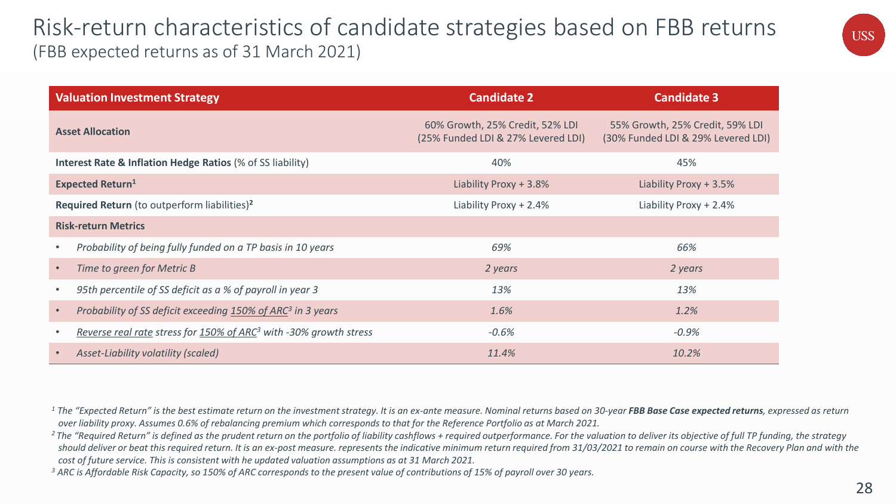# Risk-return characteristics of candidate strategies based on FBB returns

(FBB expected returns as of 31 March 2021)

| Valuation Investment Strategy | Candidate 2 | Candidate 3 |
| --- | --- | --- |
| **Asset Allocation** | 60% Growth, 25% Credit, 52% LDI (25% Funded LDI & 27% Levered LDI) | 55% Growth, 25% Credit, 59% LDI (30% Funded LDI & 29% Levered LDI) |
| **Interest Rate & Inflation Hedge Ratios** (% of SS liability) | 40% | 45% |
| **Expected Return**[1] | Liability Proxy + 3.8% | Liability Proxy + 3.5% |
| **Required Return** (to outperform liabilities)[2] | Liability Proxy + 2.4% | Liability Proxy + 2.4% |
| **Risk-return Metrics** | | |
| • *Probability of being fully funded on a TP basis in 10 years* | *69%* | *66%* |
| • *Time to green for Metric B* | *2 years* | *2 years* |
| • *95th percentile of SS deficit as a % of payroll in year 3* | *13%* | *13%* |
| • *Probability of SS deficit exceeding 150% of ARC[3] in 3 years* | *1.6%* | *1.2%* |
| • *Reverse real rate stress for 150% of ARC[3] with -30% growth stress* | *-0.6%* | *-0.9%* |
| • *Asset-Liability volatility (scaled)* | *11.4%* | *10.2%* |

*[1] The "Expected Return" is the best estimate return on the investment strategy. It is an ex-ante measure. Nominal returns based on 30-year* ***FBB Base Case expected returns****, expressed as return over liability proxy. Assumes 0.6% of rebalancing premium which corresponds to that for the Reference Portfolio as at March 2021.*

*[2] The "Required Return" is defined as the prudent return on the portfolio of liability cashflows + required outperformance. For the valuation to deliver its objective of full TP funding, the strategy should deliver or beat this required return. It is an ex-post measure. represents the indicative minimum return required from 31/03/2021 to remain on course with the Recovery Plan and with the cost of future service. This is consistent with he updated valuation assumptions as at 31 March 2021.*

*[3] ARC is Affordable Risk Capacity, so 150% of ARC corresponds to the present value of contributions of 15% of payroll over 30 years.*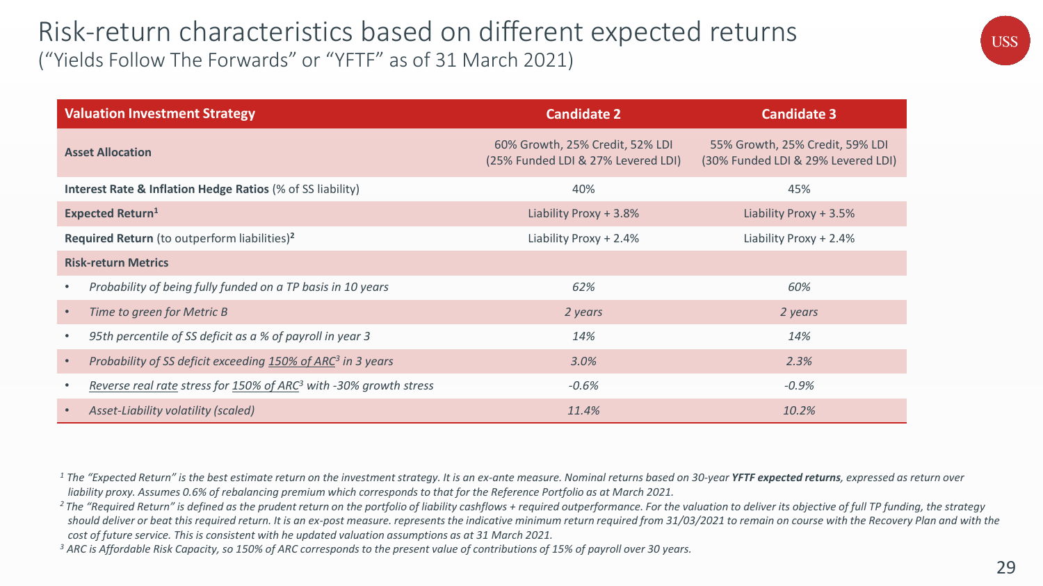# Risk-return characteristics based on different expected returns

(“Yields Follow The Forwards” or “YFTF” as of 31 March 2021)

| Valuation Investment Strategy | Candidate 2 | Candidate 3 |
|---|---|---|
| **Asset Allocation** | 60% Growth, 25% Credit, 52% LDI (25% Funded LDI & 27% Levered LDI) | 55% Growth, 25% Credit, 59% LDI (30% Funded LDI & 29% Levered LDI) |
| **Interest Rate & Inflation Hedge Ratios** (% of SS liability) | 40% | 45% |
| **Expected Return**[1] | Liability Proxy + 3.8% | Liability Proxy + 3.5% |
| **Required Return** (to outperform liabilities)[2] | Liability Proxy + 2.4% | Liability Proxy + 2.4% |
| **Risk-return Metrics** | | |
| • *Probability of being fully funded on a TP basis in 10 years* | *62%* | *60%* |
| • *Time to green for Metric B* | *2 years* | *2 years* |
| • *95th percentile of SS deficit as a % of payroll in year 3* | *14%* | *14%* |
| • *Probability of SS deficit exceeding 150% of ARC[3] in 3 years* | *3.0%* | *2.3%* |
| • *Reverse real rate stress for 150% of ARC[3] with -30% growth stress* | *-0.6%* | *-0.9%* |
| • *Asset-Liability volatility (scaled)* | *11.4%* | *10.2%* |

[1] *The “Expected Return” is the best estimate return on the investment strategy. It is an ex-ante measure. Nominal returns based on 30-year **YFTF expected returns**, expressed as return over liability proxy. Assumes 0.6% of rebalancing premium which corresponds to that for the Reference Portfolio as at March 2021.*

[2] *The “Required Return” is defined as the prudent return on the portfolio of liability cashflows + required outperformance. For the valuation to deliver its objective of full TP funding, the strategy should deliver or beat this required return. It is an ex-post measure. represents the indicative minimum return required from 31/03/2021 to remain on course with the Recovery Plan and with the cost of future service. This is consistent with he updated valuation assumptions as at 31 March 2021.*

[3] *ARC is Affordable Risk Capacity, so 150% of ARC corresponds to the present value of contributions of 15% of payroll over 30 years.*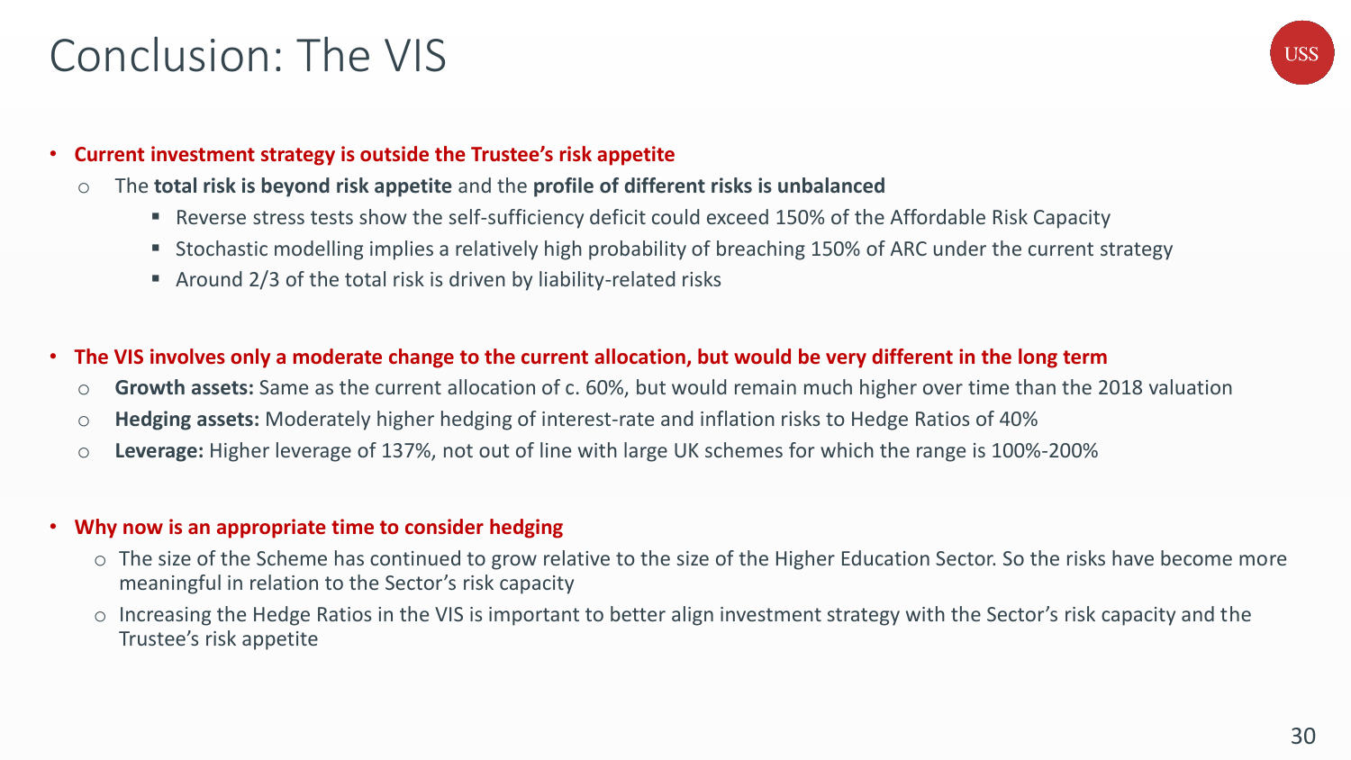# Conclusion: The VIS

- **Current investment strategy is outside the Trustee's risk appetite**
  - The **total risk is beyond risk appetite** and the **profile of different risks is unbalanced**
    - Reverse stress tests show the self-sufficiency deficit could exceed 150% of the Affordable Risk Capacity
    - Stochastic modelling implies a relatively high probability of breaching 150% of ARC under the current strategy
    - Around 2/3 of the total risk is driven by liability-related risks

- **The VIS involves only a moderate change to the current allocation, but would be very different in the long term**
  - **Growth assets:** Same as the current allocation of c. 60%, but would remain much higher over time than the 2018 valuation
  - **Hedging assets:** Moderately higher hedging of interest-rate and inflation risks to Hedge Ratios of 40%
  - **Leverage:** Higher leverage of 137%, not out of line with large UK schemes for which the range is 100%-200%

- **Why now is an appropriate time to consider hedging**
  - The size of the Scheme has continued to grow relative to the size of the Higher Education Sector. So the risks have become more meaningful in relation to the Sector's risk capacity
  - Increasing the Hedge Ratios in the VIS is important to better align investment strategy with the Sector's risk capacity and the Trustee's risk appetite